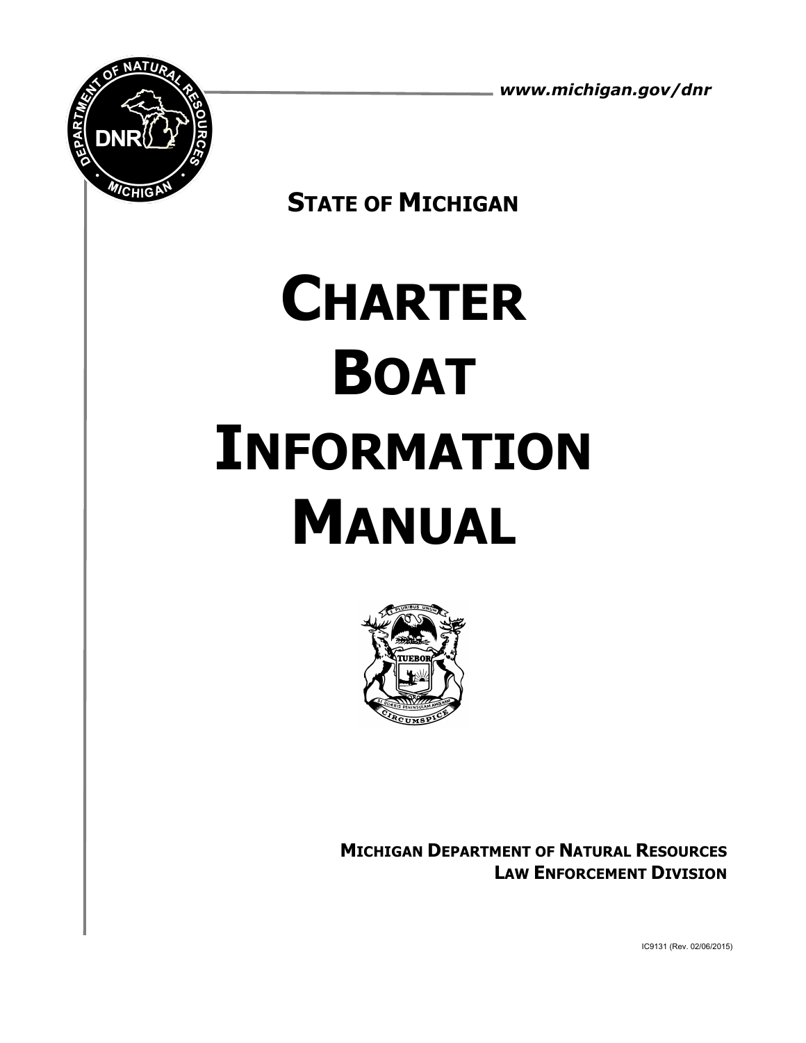www.michigan.gov/dnr

**STATE OF MICHIGAN**

# CHARTER BOAT INFORMATION MANUAL

**MICHIGAN DEPARTMENT OF NATURAL RESOURCES**
**LAW ENFORCEMENT DIVISION**

IC9131 (Rev. 02/06/2015)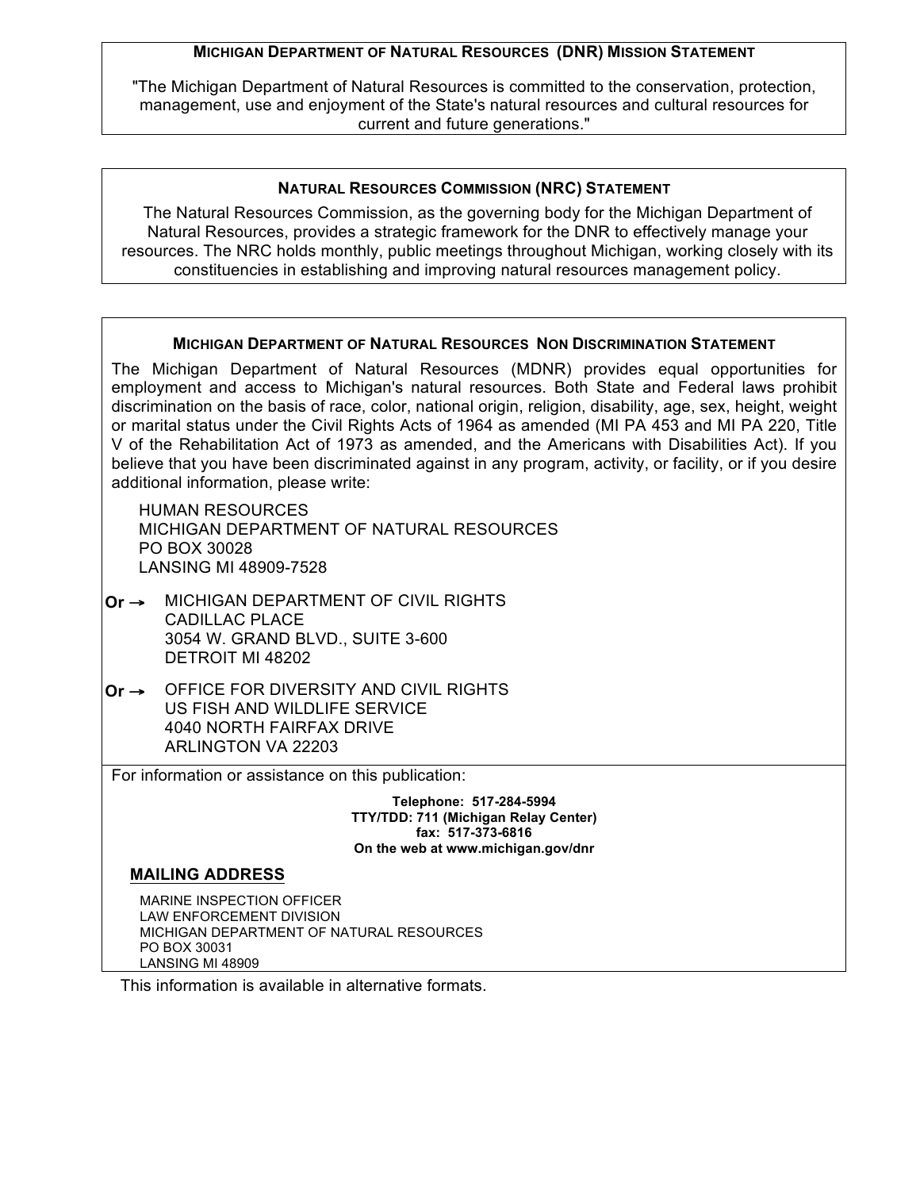## MICHIGAN DEPARTMENT OF NATURAL RESOURCES (DNR) MISSION STATEMENT

"The Michigan Department of Natural Resources is committed to the conservation, protection, management, use and enjoyment of the State's natural resources and cultural resources for current and future generations."

## NATURAL RESOURCES COMMISSION (NRC) STATEMENT

The Natural Resources Commission, as the governing body for the Michigan Department of Natural Resources, provides a strategic framework for the DNR to effectively manage your resources. The NRC holds monthly, public meetings throughout Michigan, working closely with its constituencies in establishing and improving natural resources management policy.

## MICHIGAN DEPARTMENT OF NATURAL RESOURCES NON DISCRIMINATION STATEMENT

The Michigan Department of Natural Resources (MDNR) provides equal opportunities for employment and access to Michigan's natural resources. Both State and Federal laws prohibit discrimination on the basis of race, color, national origin, religion, disability, age, sex, height, weight or marital status under the Civil Rights Acts of 1964 as amended (MI PA 453 and MI PA 220, Title V of the Rehabilitation Act of 1973 as amended, and the Americans with Disabilities Act). If you believe that you have been discriminated against in any program, activity, or facility, or if you desire additional information, please write:

HUMAN RESOURCES
MICHIGAN DEPARTMENT OF NATURAL RESOURCES
PO BOX 30028
LANSING MI 48909-7528

**Or →** MICHIGAN DEPARTMENT OF CIVIL RIGHTS
CADILLAC PLACE
3054 W. GRAND BLVD., SUITE 3-600
DETROIT MI 48202

**Or →** OFFICE FOR DIVERSITY AND CIVIL RIGHTS
US FISH AND WILDLIFE SERVICE
4040 NORTH FAIRFAX DRIVE
ARLINGTON VA 22203

For information or assistance on this publication:

**Telephone: 517-284-5994**
**TTY/TDD: 711 (Michigan Relay Center)**
**fax: 517-373-6816**
**On the web at www.michigan.gov/dnr**

### MAILING ADDRESS

MARINE INSPECTION OFFICER
LAW ENFORCEMENT DIVISION
MICHIGAN DEPARTMENT OF NATURAL RESOURCES
PO BOX 30031
LANSING MI 48909

This information is available in alternative formats.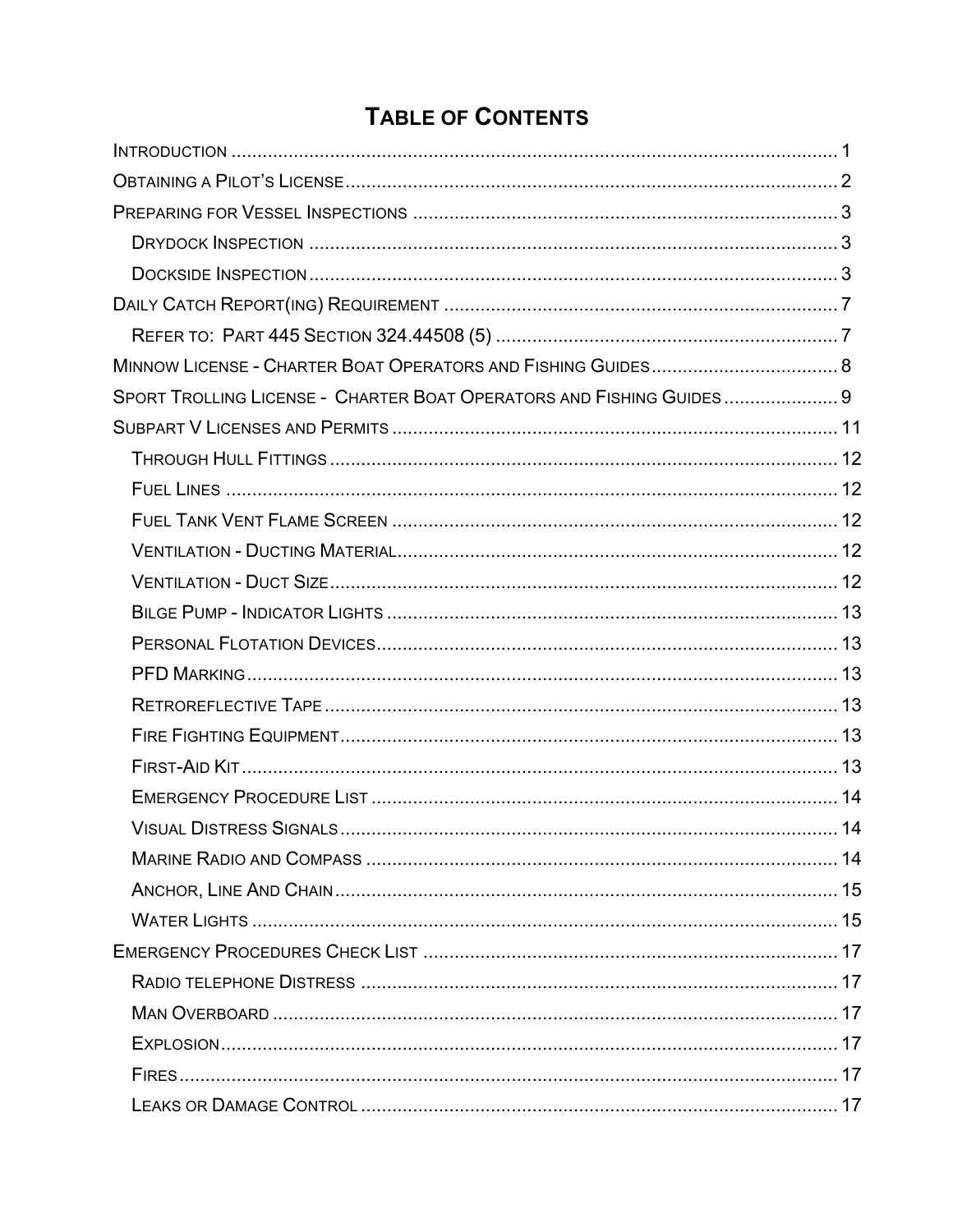# Table of Contents

Introduction ..... 1

Obtaining a Pilot's License ..... 2

Preparing for Vessel Inspections ..... 3

- Drydock Inspection ..... 3
- Dockside Inspection ..... 3

Daily Catch Report(ing) Requirement ..... 7

- Refer to: Part 445 Section 324.44508 (5) ..... 7

Minnow License - Charter Boat Operators and Fishing Guides ..... 8

Sport Trolling License - Charter Boat Operators and Fishing Guides ..... 9

Subpart V Licenses and Permits ..... 11

- Through Hull Fittings ..... 12
- Fuel Lines ..... 12
- Fuel Tank Vent Flame Screen ..... 12
- Ventilation - Ducting Material ..... 12
- Ventilation - Duct Size ..... 12
- Bilge Pump - Indicator Lights ..... 13
- Personal Flotation Devices ..... 13
- PFD Marking ..... 13
- Retroreflective Tape ..... 13
- Fire Fighting Equipment ..... 13
- First-Aid Kit ..... 13
- Emergency Procedure List ..... 14
- Visual Distress Signals ..... 14
- Marine Radio and Compass ..... 14
- Anchor, Line And Chain ..... 15
- Water Lights ..... 15

Emergency Procedures Check List ..... 17

- Radio telephone Distress ..... 17
- Man Overboard ..... 17
- Explosion ..... 17
- Fires ..... 17
- Leaks or Damage Control ..... 17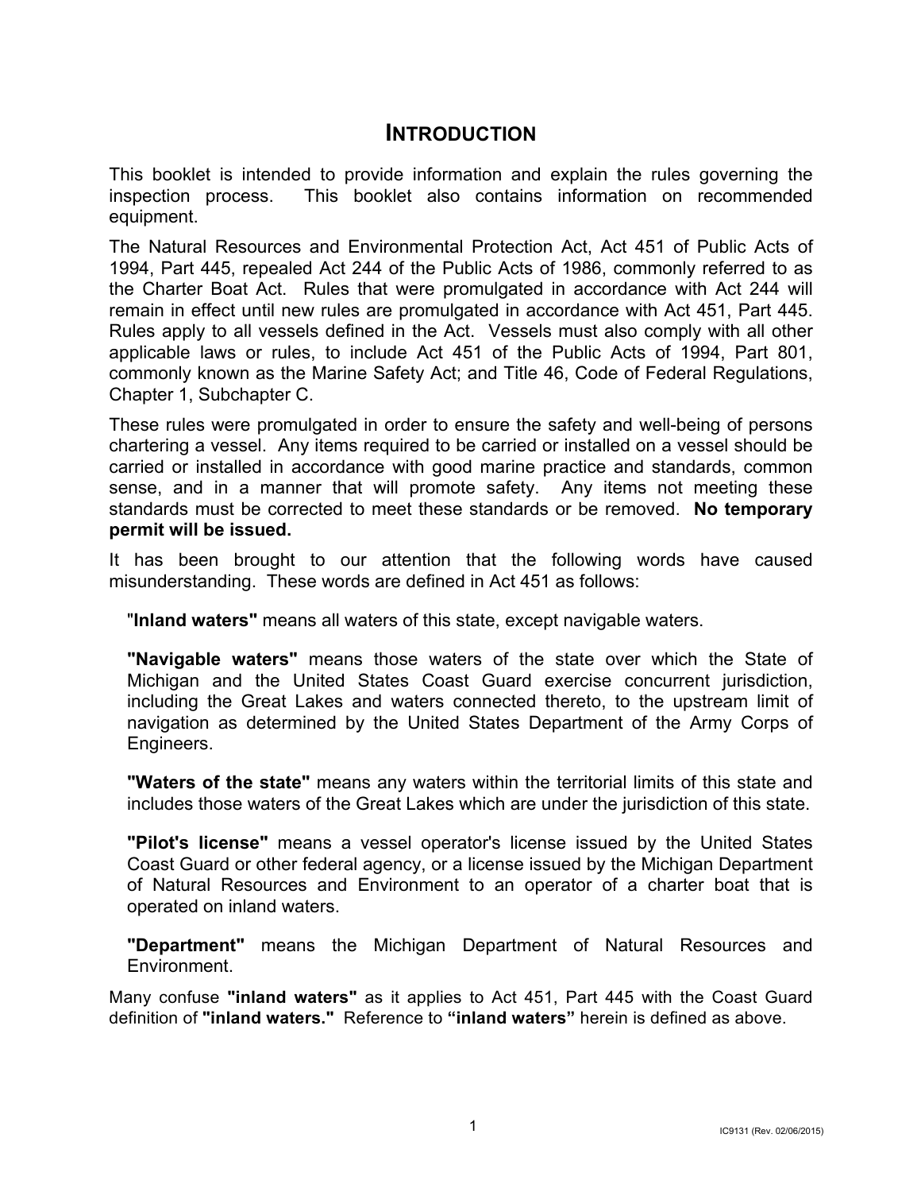# INTRODUCTION

This booklet is intended to provide information and explain the rules governing the inspection process. This booklet also contains information on recommended equipment.

The Natural Resources and Environmental Protection Act, Act 451 of Public Acts of 1994, Part 445, repealed Act 244 of the Public Acts of 1986, commonly referred to as the Charter Boat Act. Rules that were promulgated in accordance with Act 244 will remain in effect until new rules are promulgated in accordance with Act 451, Part 445. Rules apply to all vessels defined in the Act. Vessels must also comply with all other applicable laws or rules, to include Act 451 of the Public Acts of 1994, Part 801, commonly known as the Marine Safety Act; and Title 46, Code of Federal Regulations, Chapter 1, Subchapter C.

These rules were promulgated in order to ensure the safety and well-being of persons chartering a vessel. Any items required to be carried or installed on a vessel should be carried or installed in accordance with good marine practice and standards, common sense, and in a manner that will promote safety. Any items not meeting these standards must be corrected to meet these standards or be removed. **No temporary permit will be issued.**

It has been brought to our attention that the following words have caused misunderstanding. These words are defined in Act 451 as follows:

"**Inland waters"** means all waters of this state, except navigable waters.

**"Navigable waters"** means those waters of the state over which the State of Michigan and the United States Coast Guard exercise concurrent jurisdiction, including the Great Lakes and waters connected thereto, to the upstream limit of navigation as determined by the United States Department of the Army Corps of Engineers.

**"Waters of the state"** means any waters within the territorial limits of this state and includes those waters of the Great Lakes which are under the jurisdiction of this state.

**"Pilot's license"** means a vessel operator's license issued by the United States Coast Guard or other federal agency, or a license issued by the Michigan Department of Natural Resources and Environment to an operator of a charter boat that is operated on inland waters.

**"Department"** means the Michigan Department of Natural Resources and Environment.

Many confuse **"inland waters"** as it applies to Act 451, Part 445 with the Coast Guard definition of **"inland waters."** Reference to **"inland waters"** herein is defined as above.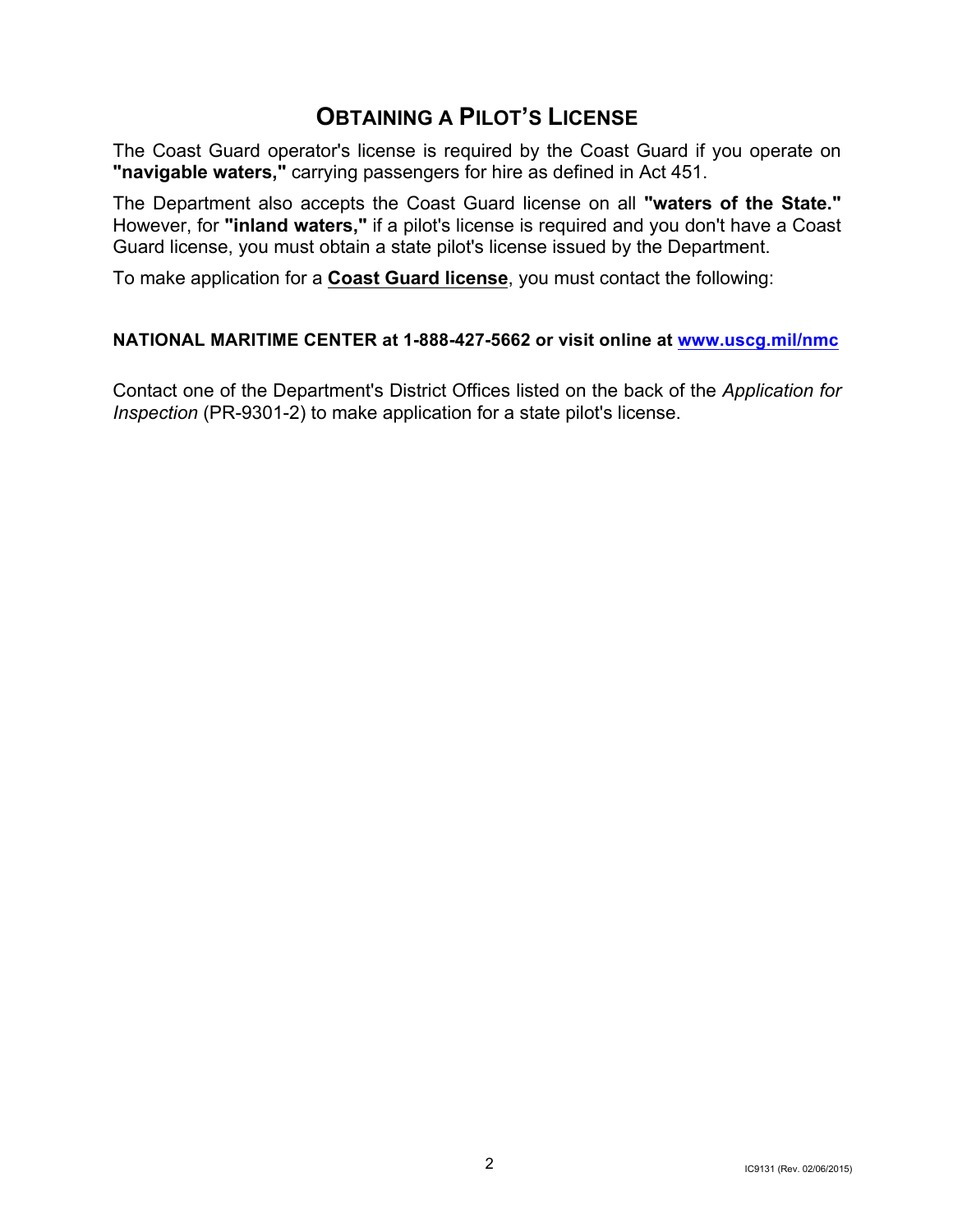# Obtaining a Pilot's License

The Coast Guard operator's license is required by the Coast Guard if you operate on **"navigable waters,"** carrying passengers for hire as defined in Act 451.

The Department also accepts the Coast Guard license on all **"waters of the State."** However, for **"inland waters,"** if a pilot's license is required and you don't have a Coast Guard license, you must obtain a state pilot's license issued by the Department.

To make application for a **Coast Guard license**, you must contact the following:

**NATIONAL MARITIME CENTER at 1-888-427-5662 or visit online at [www.uscg.mil/nmc](http://www.uscg.mil/nmc)**

Contact one of the Department's District Offices listed on the back of the *Application for Inspection* (PR-9301-2) to make application for a state pilot's license.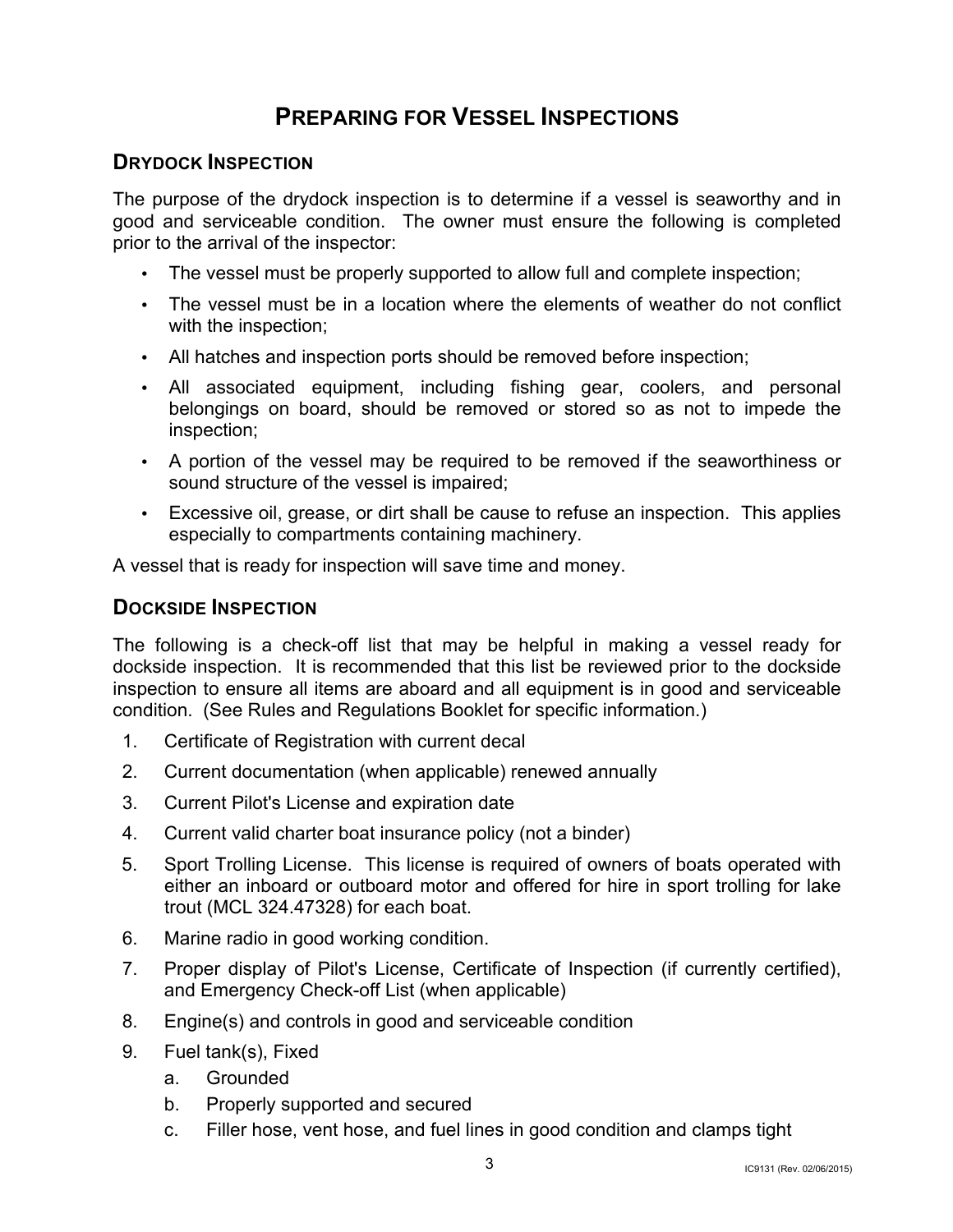# Preparing for Vessel Inspections

## Drydock Inspection

The purpose of the drydock inspection is to determine if a vessel is seaworthy and in good and serviceable condition. The owner must ensure the following is completed prior to the arrival of the inspector:

- The vessel must be properly supported to allow full and complete inspection;
- The vessel must be in a location where the elements of weather do not conflict with the inspection;
- All hatches and inspection ports should be removed before inspection;
- All associated equipment, including fishing gear, coolers, and personal belongings on board, should be removed or stored so as not to impede the inspection;
- A portion of the vessel may be required to be removed if the seaworthiness or sound structure of the vessel is impaired;
- Excessive oil, grease, or dirt shall be cause to refuse an inspection. This applies especially to compartments containing machinery.

A vessel that is ready for inspection will save time and money.

## Dockside Inspection

The following is a check-off list that may be helpful in making a vessel ready for dockside inspection. It is recommended that this list be reviewed prior to the dockside inspection to ensure all items are aboard and all equipment is in good and serviceable condition. (See Rules and Regulations Booklet for specific information.)

1. Certificate of Registration with current decal
2. Current documentation (when applicable) renewed annually
3. Current Pilot's License and expiration date
4. Current valid charter boat insurance policy (not a binder)
5. Sport Trolling License. This license is required of owners of boats operated with either an inboard or outboard motor and offered for hire in sport trolling for lake trout (MCL 324.47328) for each boat.
6. Marine radio in good working condition.
7. Proper display of Pilot's License, Certificate of Inspection (if currently certified), and Emergency Check-off List (when applicable)
8. Engine(s) and controls in good and serviceable condition
9. Fuel tank(s), Fixed
   a. Grounded
   b. Properly supported and secured
   c. Filler hose, vent hose, and fuel lines in good condition and clamps tight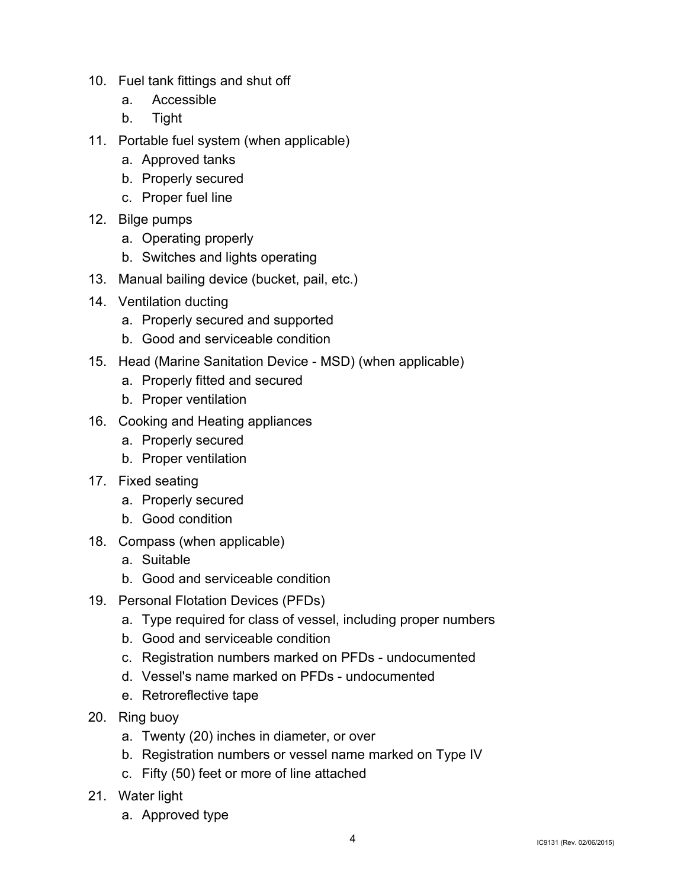10. Fuel tank fittings and shut off
    a. Accessible
    b. Tight
11. Portable fuel system (when applicable)
    a. Approved tanks
    b. Properly secured
    c. Proper fuel line
12. Bilge pumps
    a. Operating properly
    b. Switches and lights operating
13. Manual bailing device (bucket, pail, etc.)
14. Ventilation ducting
    a. Properly secured and supported
    b. Good and serviceable condition
15. Head (Marine Sanitation Device - MSD) (when applicable)
    a. Properly fitted and secured
    b. Proper ventilation
16. Cooking and Heating appliances
    a. Properly secured
    b. Proper ventilation
17. Fixed seating
    a. Properly secured
    b. Good condition
18. Compass (when applicable)
    a. Suitable
    b. Good and serviceable condition
19. Personal Flotation Devices (PFDs)
    a. Type required for class of vessel, including proper numbers
    b. Good and serviceable condition
    c. Registration numbers marked on PFDs - undocumented
    d. Vessel's name marked on PFDs - undocumented
    e. Retroreflective tape
20. Ring buoy
    a. Twenty (20) inches in diameter, or over
    b. Registration numbers or vessel name marked on Type IV
    c. Fifty (50) feet or more of line attached
21. Water light
    a. Approved type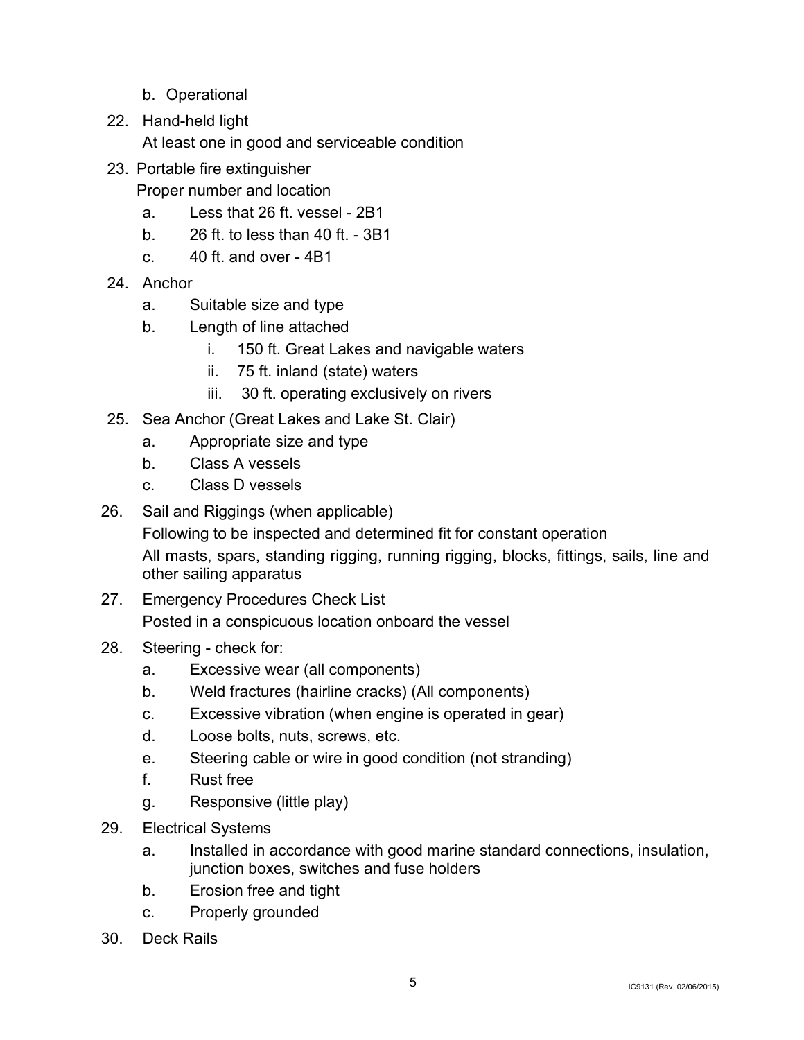b. Operational

22. Hand-held light

    At least one in good and serviceable condition

23. Portable fire extinguisher

    Proper number and location

    a. Less that 26 ft. vessel - 2B1
    b. 26 ft. to less than 40 ft. - 3B1
    c. 40 ft. and over - 4B1

24. Anchor

    a. Suitable size and type
    b. Length of line attached
        i. 150 ft. Great Lakes and navigable waters
        ii. 75 ft. inland (state) waters
        iii. 30 ft. operating exclusively on rivers

25. Sea Anchor (Great Lakes and Lake St. Clair)

    a. Appropriate size and type
    b. Class A vessels
    c. Class D vessels

26. Sail and Riggings (when applicable)

    Following to be inspected and determined fit for constant operation

    All masts, spars, standing rigging, running rigging, blocks, fittings, sails, line and other sailing apparatus

27. Emergency Procedures Check List

    Posted in a conspicuous location onboard the vessel

28. Steering - check for:

    a. Excessive wear (all components)
    b. Weld fractures (hairline cracks) (All components)
    c. Excessive vibration (when engine is operated in gear)
    d. Loose bolts, nuts, screws, etc.
    e. Steering cable or wire in good condition (not stranding)
    f. Rust free
    g. Responsive (little play)

29. Electrical Systems

    a. Installed in accordance with good marine standard connections, insulation, junction boxes, switches and fuse holders
    b. Erosion free and tight
    c. Properly grounded

30. Deck Rails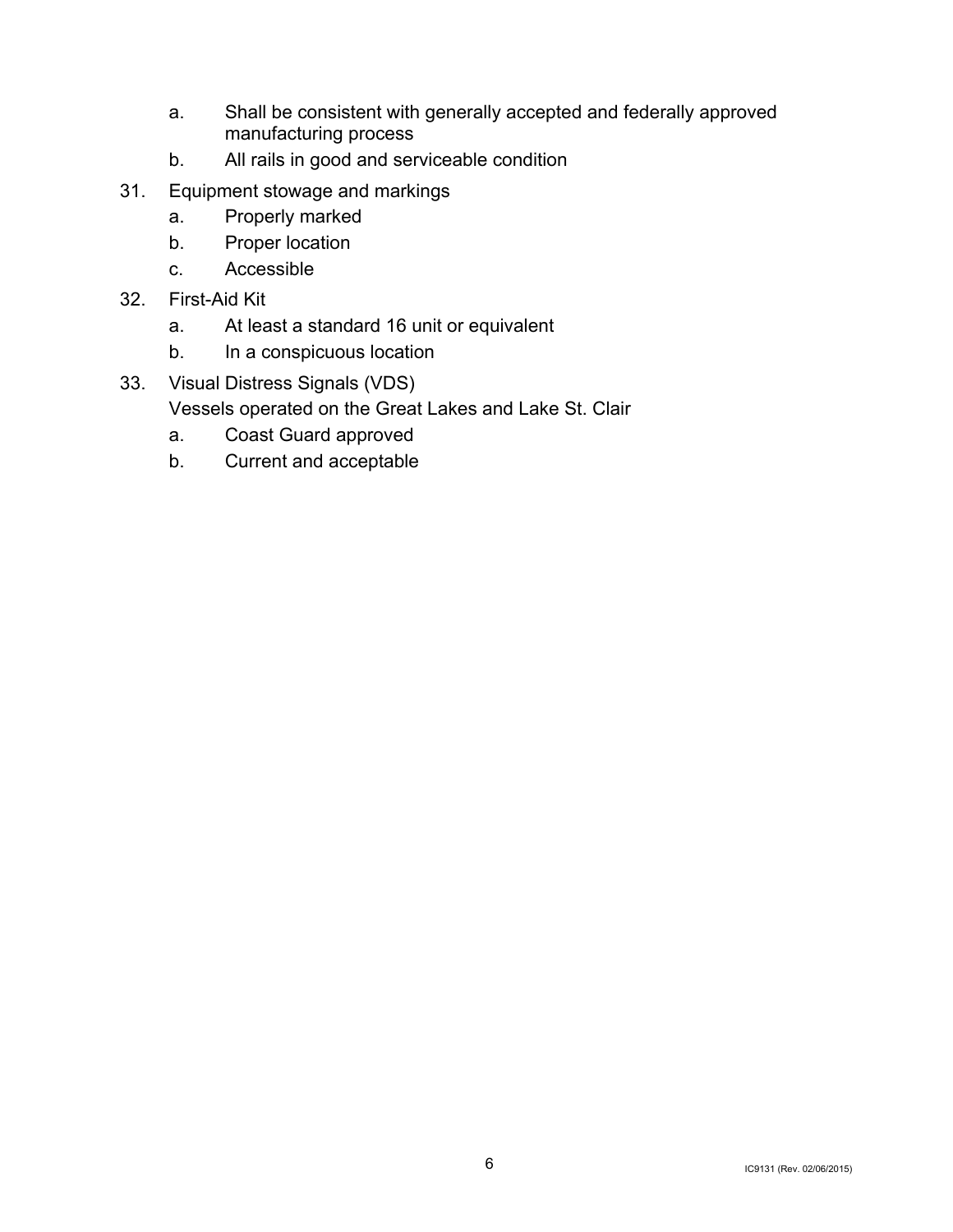a. Shall be consistent with generally accepted and federally approved manufacturing process
   b. All rails in good and serviceable condition

31. Equipment stowage and markings
    a. Properly marked
    b. Proper location
    c. Accessible

32. First-Aid Kit
    a. At least a standard 16 unit or equivalent
    b. In a conspicuous location

33. Visual Distress Signals (VDS)
    Vessels operated on the Great Lakes and Lake St. Clair
    a. Coast Guard approved
    b. Current and acceptable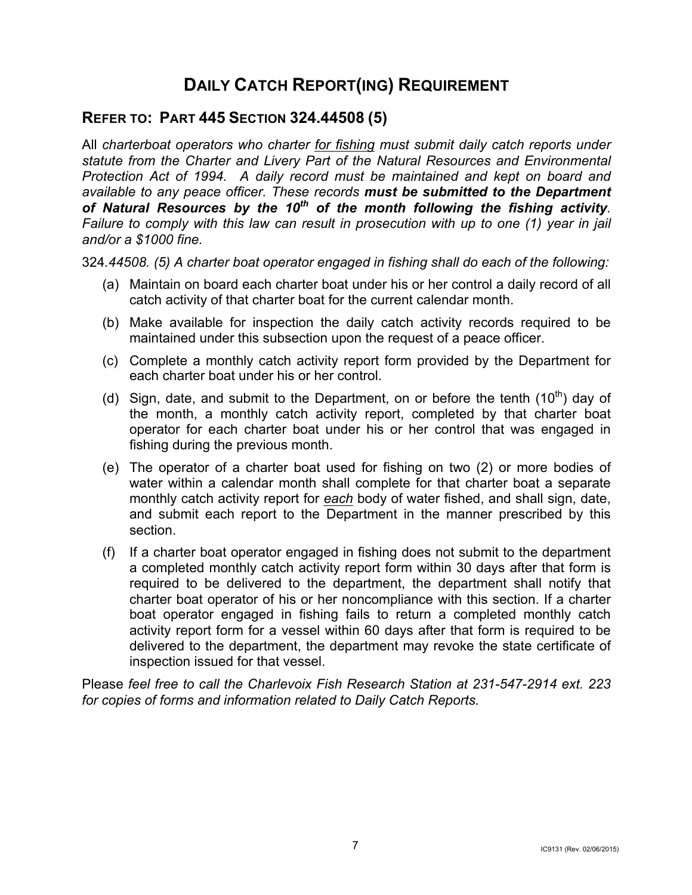# DAILY CATCH REPORT(ING) REQUIREMENT

## REFER TO: PART 445 SECTION 324.44508 (5)

All *charterboat operators who charter <u>for fishing</u> must submit daily catch reports under statute from the Charter and Livery Part of the Natural Resources and Environmental Protection Act of 1994. A daily record must be maintained and kept on board and available to any peace officer. These records* ***must be submitted to the Department of Natural Resources by the 10th of the month following the fishing activity****. Failure to comply with this law can result in prosecution with up to one (1) year in jail and/or a $1000 fine.*

324.*44508. (5) A charter boat operator engaged in fishing shall do each of the following:*

(a) Maintain on board each charter boat under his or her control a daily record of all catch activity of that charter boat for the current calendar month.

(b) Make available for inspection the daily catch activity records required to be maintained under this subsection upon the request of a peace officer.

(c) Complete a monthly catch activity report form provided by the Department for each charter boat under his or her control.

(d) Sign, date, and submit to the Department, on or before the tenth (10th) day of the month, a monthly catch activity report, completed by that charter boat operator for each charter boat under his or her control that was engaged in fishing during the previous month.

(e) The operator of a charter boat used for fishing on two (2) or more bodies of water within a calendar month shall complete for that charter boat a separate monthly catch activity report for ***<u>each</u>*** body of water fished, and shall sign, date, and submit each report to the Department in the manner prescribed by this section.

(f) If a charter boat operator engaged in fishing does not submit to the department a completed monthly catch activity report form within 30 days after that form is required to be delivered to the department, the department shall notify that charter boat operator of his or her noncompliance with this section. If a charter boat operator engaged in fishing fails to return a completed monthly catch activity report form for a vessel within 60 days after that form is required to be delivered to the department, the department may revoke the state certificate of inspection issued for that vessel.

Please *feel free to call the Charlevoix Fish Research Station at 231-547-2914 ext. 223 for copies of forms and information related to Daily Catch Reports.*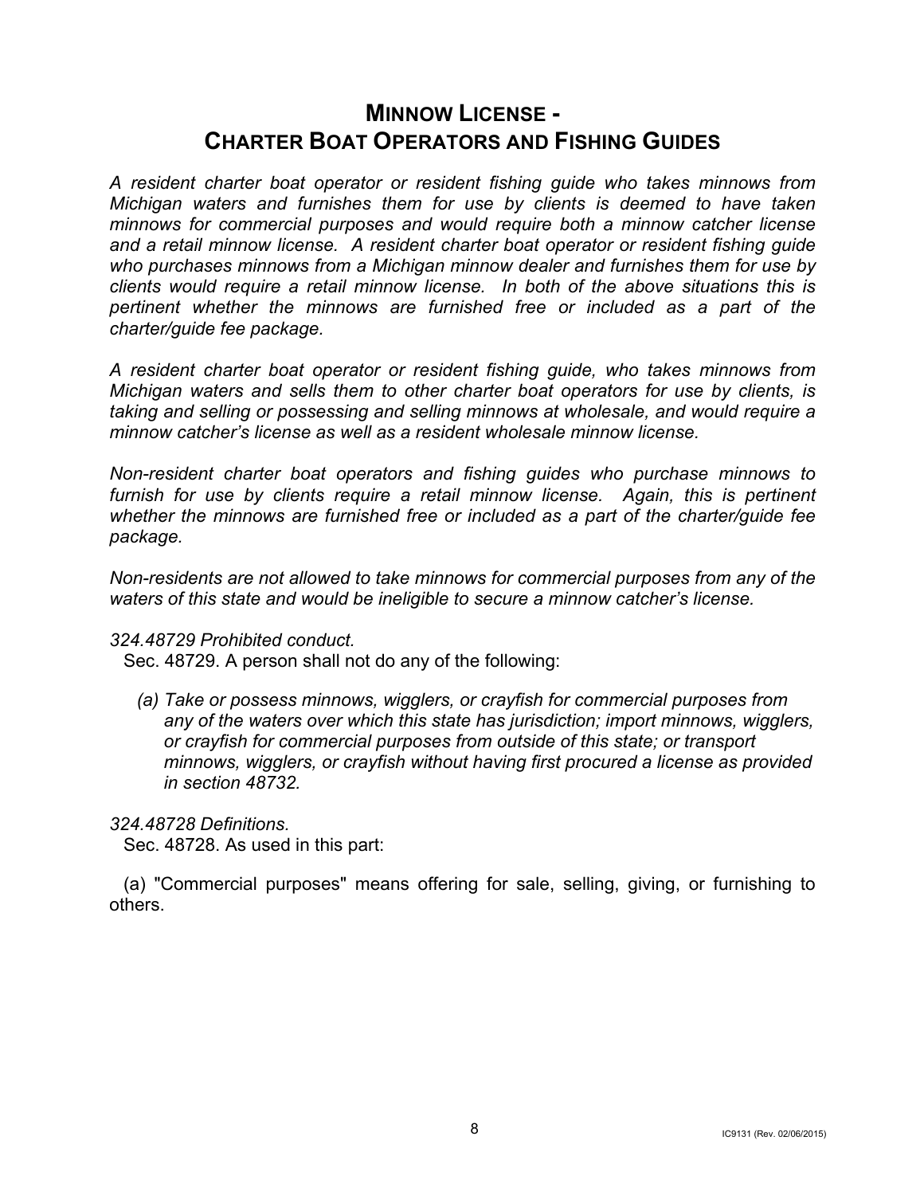## MINNOW LICENSE - CHARTER BOAT OPERATORS AND FISHING GUIDES

*A resident charter boat operator or resident fishing guide who takes minnows from Michigan waters and furnishes them for use by clients is deemed to have taken minnows for commercial purposes and would require both a minnow catcher license and a retail minnow license. A resident charter boat operator or resident fishing guide who purchases minnows from a Michigan minnow dealer and furnishes them for use by clients would require a retail minnow license. In both of the above situations this is pertinent whether the minnows are furnished free or included as a part of the charter/guide fee package.*

*A resident charter boat operator or resident fishing guide, who takes minnows from Michigan waters and sells them to other charter boat operators for use by clients, is taking and selling or possessing and selling minnows at wholesale, and would require a minnow catcher's license as well as a resident wholesale minnow license.*

*Non-resident charter boat operators and fishing guides who purchase minnows to furnish for use by clients require a retail minnow license. Again, this is pertinent whether the minnows are furnished free or included as a part of the charter/guide fee package.*

*Non-residents are not allowed to take minnows for commercial purposes from any of the waters of this state and would be ineligible to secure a minnow catcher's license.*

*324.48729 Prohibited conduct.*

Sec. 48729. A person shall not do any of the following:

*(a) Take or possess minnows, wigglers, or crayfish for commercial purposes from any of the waters over which this state has jurisdiction; import minnows, wigglers, or crayfish for commercial purposes from outside of this state; or transport minnows, wigglers, or crayfish without having first procured a license as provided in section 48732.*

*324.48728 Definitions.*

Sec. 48728. As used in this part:

(a) "Commercial purposes" means offering for sale, selling, giving, or furnishing to others.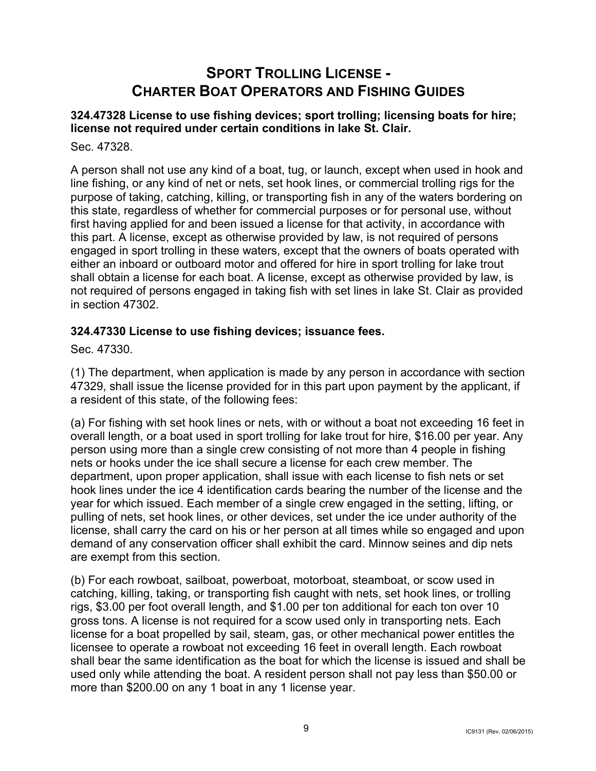# SPORT TROLLING LICENSE - CHARTER BOAT OPERATORS AND FISHING GUIDES

**324.47328 License to use fishing devices; sport trolling; licensing boats for hire; license not required under certain conditions in lake St. Clair.**

Sec. 47328.

A person shall not use any kind of a boat, tug, or launch, except when used in hook and line fishing, or any kind of net or nets, set hook lines, or commercial trolling rigs for the purpose of taking, catching, killing, or transporting fish in any of the waters bordering on this state, regardless of whether for commercial purposes or for personal use, without first having applied for and been issued a license for that activity, in accordance with this part. A license, except as otherwise provided by law, is not required of persons engaged in sport trolling in these waters, except that the owners of boats operated with either an inboard or outboard motor and offered for hire in sport trolling for lake trout shall obtain a license for each boat. A license, except as otherwise provided by law, is not required of persons engaged in taking fish with set lines in lake St. Clair as provided in section 47302.

**324.47330 License to use fishing devices; issuance fees.**

Sec. 47330.

(1) The department, when application is made by any person in accordance with section 47329, shall issue the license provided for in this part upon payment by the applicant, if a resident of this state, of the following fees:

(a) For fishing with set hook lines or nets, with or without a boat not exceeding 16 feet in overall length, or a boat used in sport trolling for lake trout for hire, $16.00 per year. Any person using more than a single crew consisting of not more than 4 people in fishing nets or hooks under the ice shall secure a license for each crew member. The department, upon proper application, shall issue with each license to fish nets or set hook lines under the ice 4 identification cards bearing the number of the license and the year for which issued. Each member of a single crew engaged in the setting, lifting, or pulling of nets, set hook lines, or other devices, set under the ice under authority of the license, shall carry the card on his or her person at all times while so engaged and upon demand of any conservation officer shall exhibit the card. Minnow seines and dip nets are exempt from this section.

(b) For each rowboat, sailboat, powerboat, motorboat, steamboat, or scow used in catching, killing, taking, or transporting fish caught with nets, set hook lines, or trolling rigs, $3.00 per foot overall length, and $1.00 per ton additional for each ton over 10 gross tons. A license is not required for a scow used only in transporting nets. Each license for a boat propelled by sail, steam, gas, or other mechanical power entitles the licensee to operate a rowboat not exceeding 16 feet in overall length. Each rowboat shall bear the same identification as the boat for which the license is issued and shall be used only while attending the boat. A resident person shall not pay less than $50.00 or more than $200.00 on any 1 boat in any 1 license year.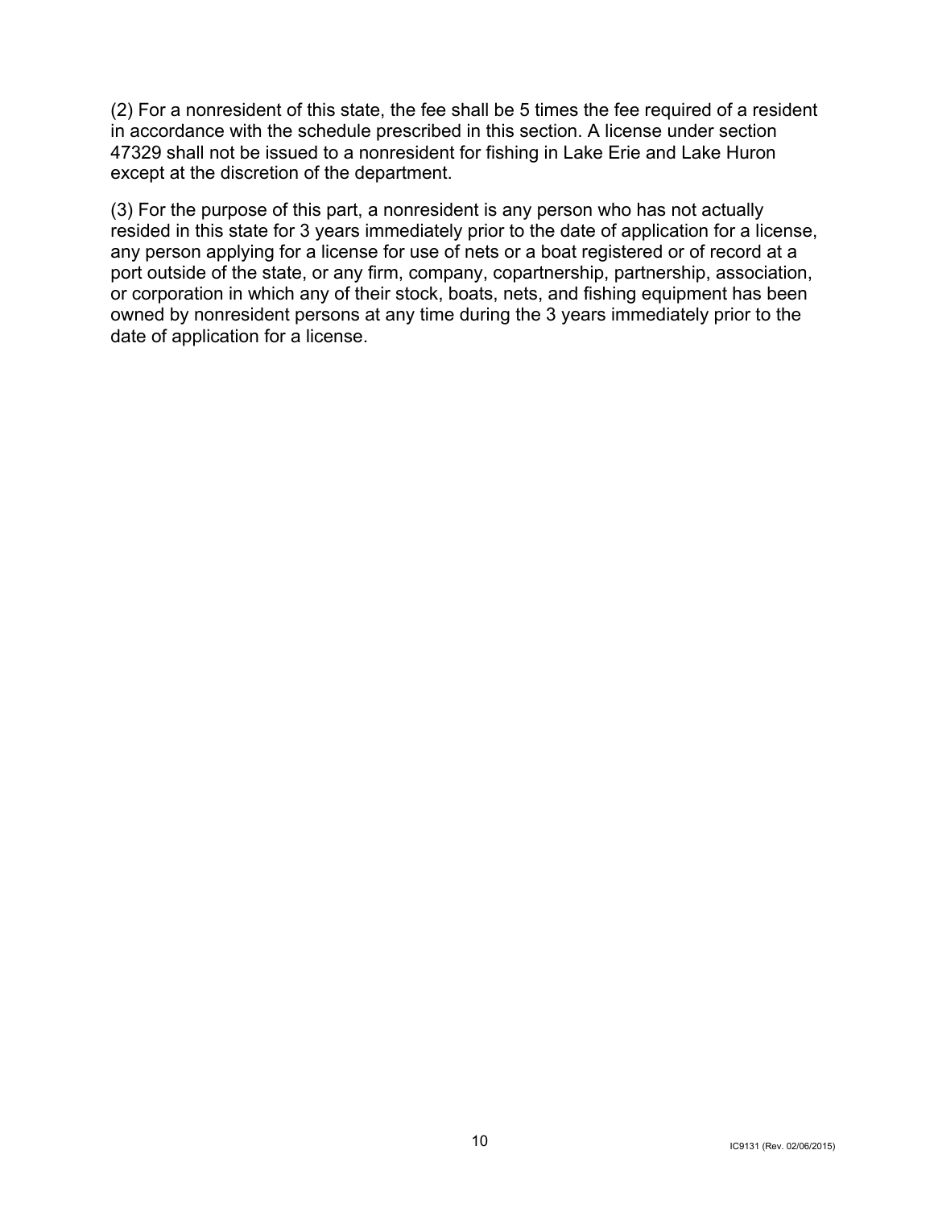(2) For a nonresident of this state, the fee shall be 5 times the fee required of a resident in accordance with the schedule prescribed in this section. A license under section 47329 shall not be issued to a nonresident for fishing in Lake Erie and Lake Huron except at the discretion of the department.

(3) For the purpose of this part, a nonresident is any person who has not actually resided in this state for 3 years immediately prior to the date of application for a license, any person applying for a license for use of nets or a boat registered or of record at a port outside of the state, or any firm, company, copartnership, partnership, association, or corporation in which any of their stock, boats, nets, and fishing equipment has been owned by nonresident persons at any time during the 3 years immediately prior to the date of application for a license.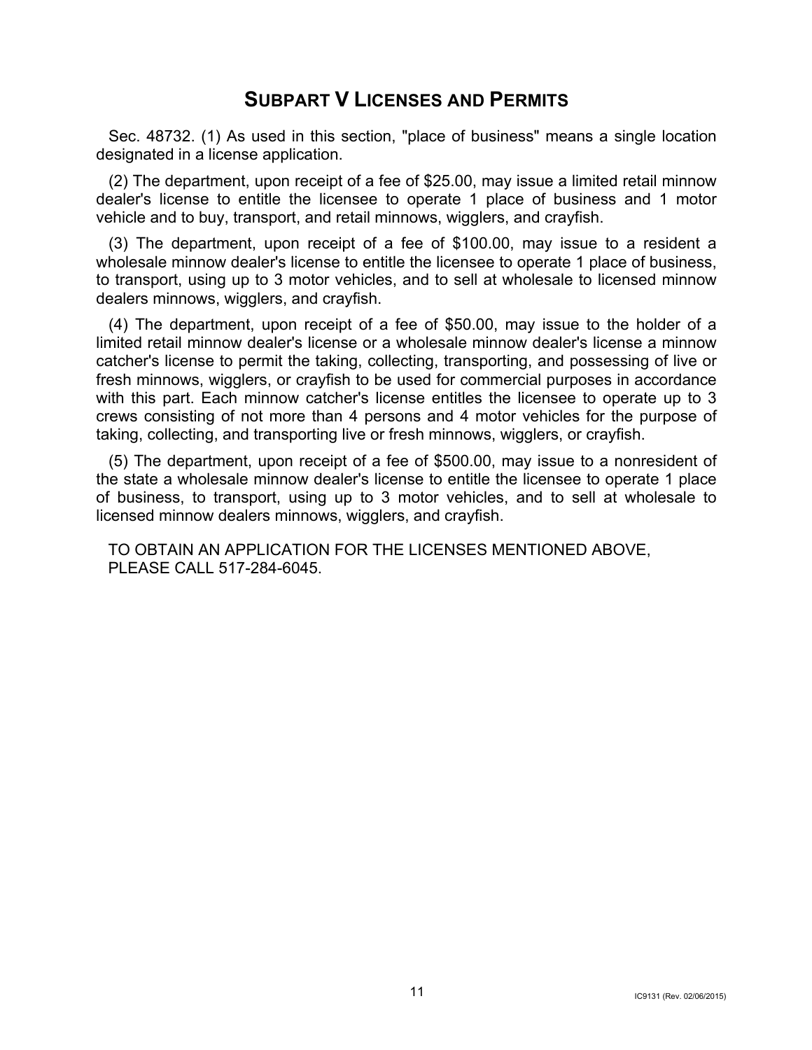## SUBPART V LICENSES AND PERMITS

Sec. 48732. (1) As used in this section, "place of business" means a single location designated in a license application.

(2) The department, upon receipt of a fee of $25.00, may issue a limited retail minnow dealer's license to entitle the licensee to operate 1 place of business and 1 motor vehicle and to buy, transport, and retail minnows, wigglers, and crayfish.

(3) The department, upon receipt of a fee of $100.00, may issue to a resident a wholesale minnow dealer's license to entitle the licensee to operate 1 place of business, to transport, using up to 3 motor vehicles, and to sell at wholesale to licensed minnow dealers minnows, wigglers, and crayfish.

(4) The department, upon receipt of a fee of $50.00, may issue to the holder of a limited retail minnow dealer's license or a wholesale minnow dealer's license a minnow catcher's license to permit the taking, collecting, transporting, and possessing of live or fresh minnows, wigglers, or crayfish to be used for commercial purposes in accordance with this part. Each minnow catcher's license entitles the licensee to operate up to 3 crews consisting of not more than 4 persons and 4 motor vehicles for the purpose of taking, collecting, and transporting live or fresh minnows, wigglers, or crayfish.

(5) The department, upon receipt of a fee of $500.00, may issue to a nonresident of the state a wholesale minnow dealer's license to entitle the licensee to operate 1 place of business, to transport, using up to 3 motor vehicles, and to sell at wholesale to licensed minnow dealers minnows, wigglers, and crayfish.

TO OBTAIN AN APPLICATION FOR THE LICENSES MENTIONED ABOVE, PLEASE CALL 517-284-6045.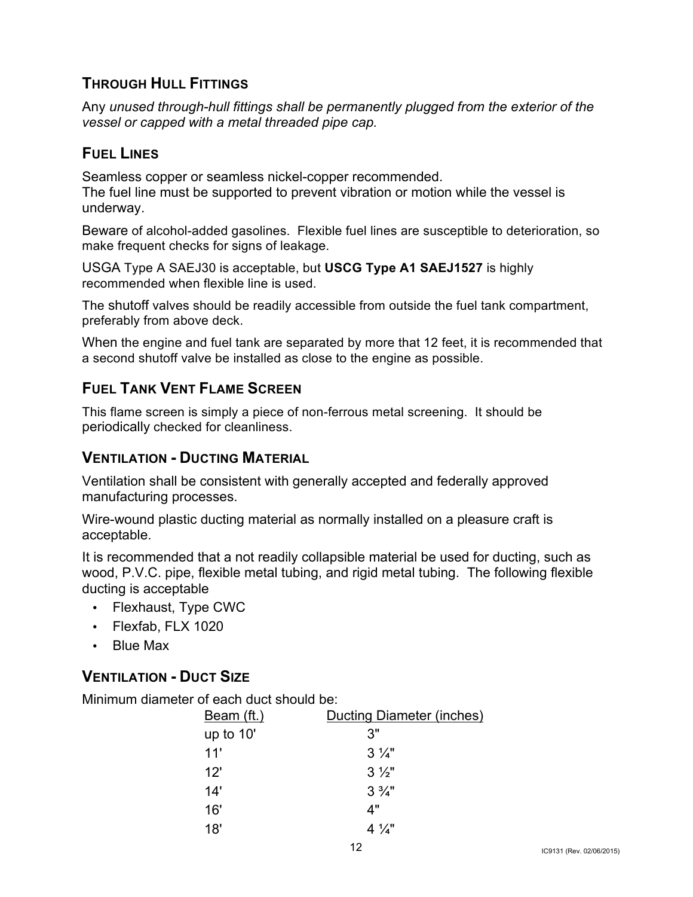## THROUGH HULL FITTINGS

Any *unused through-hull fittings shall be permanently plugged from the exterior of the vessel or capped with a metal threaded pipe cap.*

## FUEL LINES

Seamless copper or seamless nickel-copper recommended.
The fuel line must be supported to prevent vibration or motion while the vessel is underway.

Beware of alcohol-added gasolines. Flexible fuel lines are susceptible to deterioration, so make frequent checks for signs of leakage.

USGA Type A SAEJ30 is acceptable, but **USCG Type A1 SAEJ1527** is highly recommended when flexible line is used.

The shutoff valves should be readily accessible from outside the fuel tank compartment, preferably from above deck.

When the engine and fuel tank are separated by more that 12 feet, it is recommended that a second shutoff valve be installed as close to the engine as possible.

## FUEL TANK VENT FLAME SCREEN

This flame screen is simply a piece of non-ferrous metal screening. It should be periodically checked for cleanliness.

## VENTILATION - DUCTING MATERIAL

Ventilation shall be consistent with generally accepted and federally approved manufacturing processes.

Wire-wound plastic ducting material as normally installed on a pleasure craft is acceptable.

It is recommended that a not readily collapsible material be used for ducting, such as wood, P.V.C. pipe, flexible metal tubing, and rigid metal tubing. The following flexible ducting is acceptable

- Flexhaust, Type CWC
- Flexfab, FLX 1020
- Blue Max

## VENTILATION - DUCT SIZE

Minimum diameter of each duct should be:

| Beam (ft.) | Ducting Diameter (inches) |
|---|---|
| up to 10' | 3" |
| 11' | 3 ¼" |
| 12' | 3 ½" |
| 14' | 3 ¾" |
| 16' | 4" |
| 18' | 4 ¼" |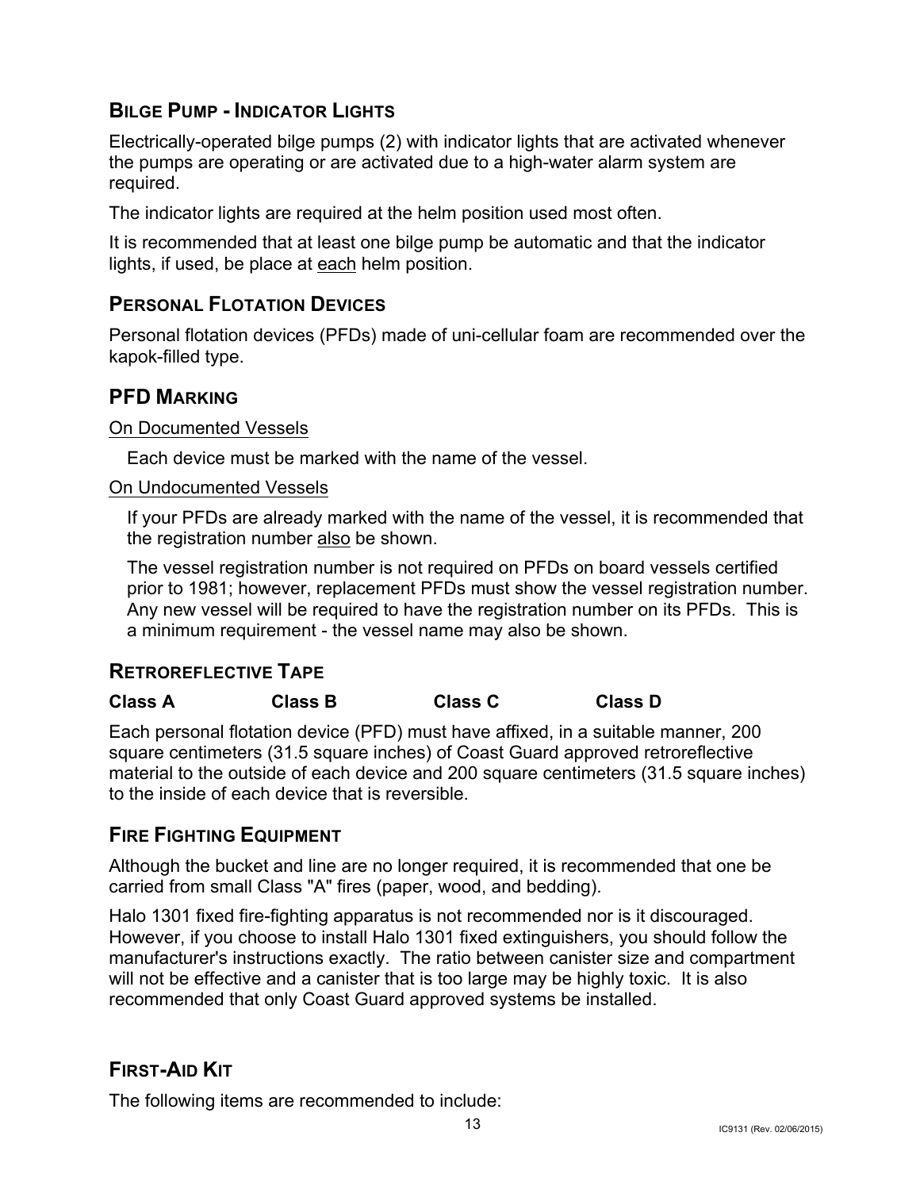## Bilge Pump - Indicator Lights

Electrically-operated bilge pumps (2) with indicator lights that are activated whenever the pumps are operating or are activated due to a high-water alarm system are required.

The indicator lights are required at the helm position used most often.

It is recommended that at least one bilge pump be automatic and that the indicator lights, if used, be place at each helm position.

## Personal Flotation Devices

Personal flotation devices (PFDs) made of uni-cellular foam are recommended over the kapok-filled type.

## PFD Marking

On Documented Vessels

Each device must be marked with the name of the vessel.

On Undocumented Vessels

If your PFDs are already marked with the name of the vessel, it is recommended that the registration number also be shown.

The vessel registration number is not required on PFDs on board vessels certified prior to 1981; however, replacement PFDs must show the vessel registration number. Any new vessel will be required to have the registration number on its PFDs. This is a minimum requirement - the vessel name may also be shown.

## Retroreflective Tape

**Class A** **Class B** **Class C** **Class D**

Each personal flotation device (PFD) must have affixed, in a suitable manner, 200 square centimeters (31.5 square inches) of Coast Guard approved retroreflective material to the outside of each device and 200 square centimeters (31.5 square inches) to the inside of each device that is reversible.

## Fire Fighting Equipment

Although the bucket and line are no longer required, it is recommended that one be carried from small Class "A" fires (paper, wood, and bedding).

Halo 1301 fixed fire-fighting apparatus is not recommended nor is it discouraged. However, if you choose to install Halo 1301 fixed extinguishers, you should follow the manufacturer's instructions exactly. The ratio between canister size and compartment will not be effective and a canister that is too large may be highly toxic. It is also recommended that only Coast Guard approved systems be installed.

## First-Aid Kit

The following items are recommended to include: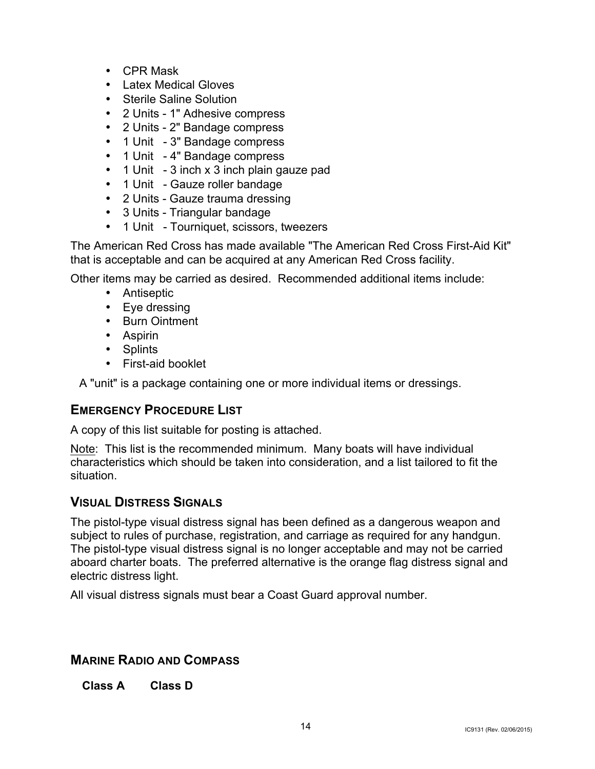- CPR Mask
- Latex Medical Gloves
- Sterile Saline Solution
- 2 Units - 1" Adhesive compress
- 2 Units - 2" Bandage compress
- 1 Unit - 3" Bandage compress
- 1 Unit - 4" Bandage compress
- 1 Unit - 3 inch x 3 inch plain gauze pad
- 1 Unit - Gauze roller bandage
- 2 Units - Gauze trauma dressing
- 3 Units - Triangular bandage
- 1 Unit - Tourniquet, scissors, tweezers

The American Red Cross has made available "The American Red Cross First-Aid Kit" that is acceptable and can be acquired at any American Red Cross facility.

Other items may be carried as desired. Recommended additional items include:

- Antiseptic
- Eye dressing
- Burn Ointment
- Aspirin
- Splints
- First-aid booklet

A "unit" is a package containing one or more individual items or dressings.

## EMERGENCY PROCEDURE LIST

A copy of this list suitable for posting is attached.

Note: This list is the recommended minimum. Many boats will have individual characteristics which should be taken into consideration, and a list tailored to fit the situation.

## VISUAL DISTRESS SIGNALS

The pistol-type visual distress signal has been defined as a dangerous weapon and subject to rules of purchase, registration, and carriage as required for any handgun. The pistol-type visual distress signal is no longer acceptable and may not be carried aboard charter boats. The preferred alternative is the orange flag distress signal and electric distress light.

All visual distress signals must bear a Coast Guard approval number.

## MARINE RADIO AND COMPASS

**Class A** **Class D**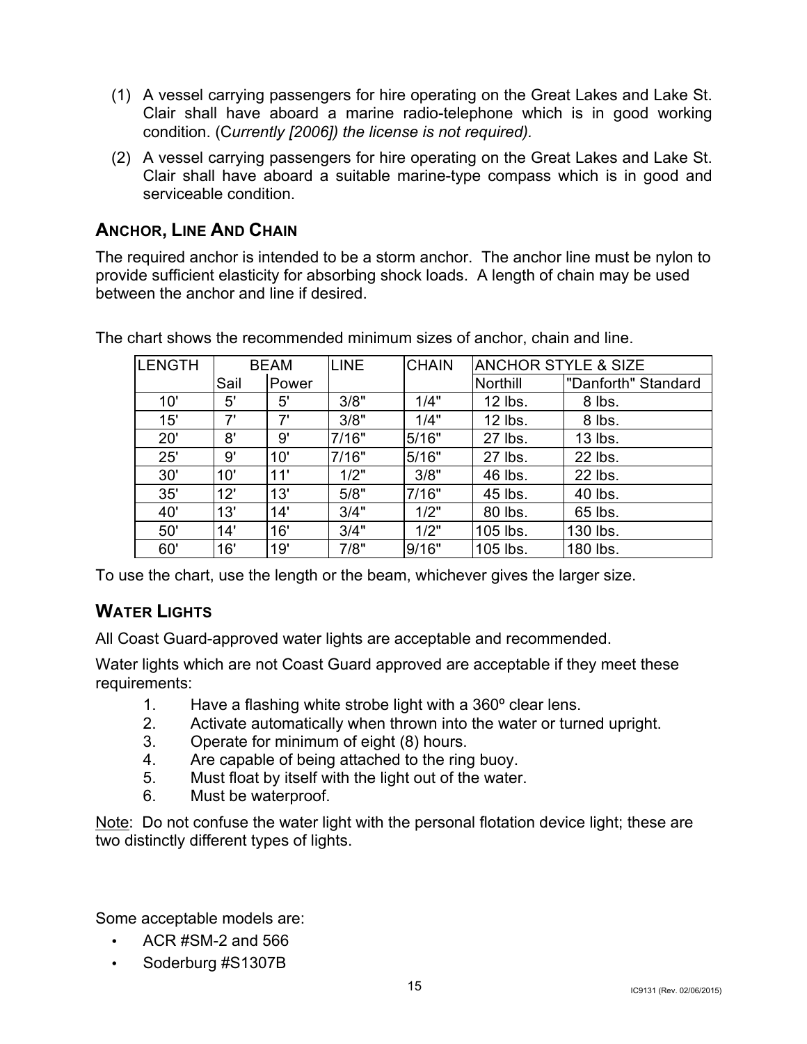(1) A vessel carrying passengers for hire operating on the Great Lakes and Lake St. Clair shall have aboard a marine radio-telephone which is in good working condition. (C*urrently [2006]) the license is not required).*

(2) A vessel carrying passengers for hire operating on the Great Lakes and Lake St. Clair shall have aboard a suitable marine-type compass which is in good and serviceable condition.

## ANCHOR, LINE AND CHAIN

The required anchor is intended to be a storm anchor. The anchor line must be nylon to provide sufficient elasticity for absorbing shock loads. A length of chain may be used between the anchor and line if desired.

The chart shows the recommended minimum sizes of anchor, chain and line.

| LENGTH | BEAM | | LINE | CHAIN | ANCHOR STYLE & SIZE | |
|---|---|---|---|---|---|---|
| | Sail | Power | | | Northill | "Danforth" Standard |
| 10' | 5' | 5' | 3/8" | 1/4" | 12 lbs. | 8 lbs. |
| 15' | 7' | 7' | 3/8" | 1/4" | 12 lbs. | 8 lbs. |
| 20' | 8' | 9' | 7/16" | 5/16" | 27 lbs. | 13 lbs. |
| 25' | 9' | 10' | 7/16" | 5/16" | 27 lbs. | 22 lbs. |
| 30' | 10' | 11' | 1/2" | 3/8" | 46 lbs. | 22 lbs. |
| 35' | 12' | 13' | 5/8" | 7/16" | 45 lbs. | 40 lbs. |
| 40' | 13' | 14' | 3/4" | 1/2" | 80 lbs. | 65 lbs. |
| 50' | 14' | 16' | 3/4" | 1/2" | 105 lbs. | 130 lbs. |
| 60' | 16' | 19' | 7/8" | 9/16" | 105 lbs. | 180 lbs. |

To use the chart, use the length or the beam, whichever gives the larger size.

## WATER LIGHTS

All Coast Guard-approved water lights are acceptable and recommended.

Water lights which are not Coast Guard approved are acceptable if they meet these requirements:

1. Have a flashing white strobe light with a 360º clear lens.
2. Activate automatically when thrown into the water or turned upright.
3. Operate for minimum of eight (8) hours.
4. Are capable of being attached to the ring buoy.
5. Must float by itself with the light out of the water.
6. Must be waterproof.

Note: Do not confuse the water light with the personal flotation device light; these are two distinctly different types of lights.

Some acceptable models are:

- ACR #SM-2 and 566
- Soderburg #S1307B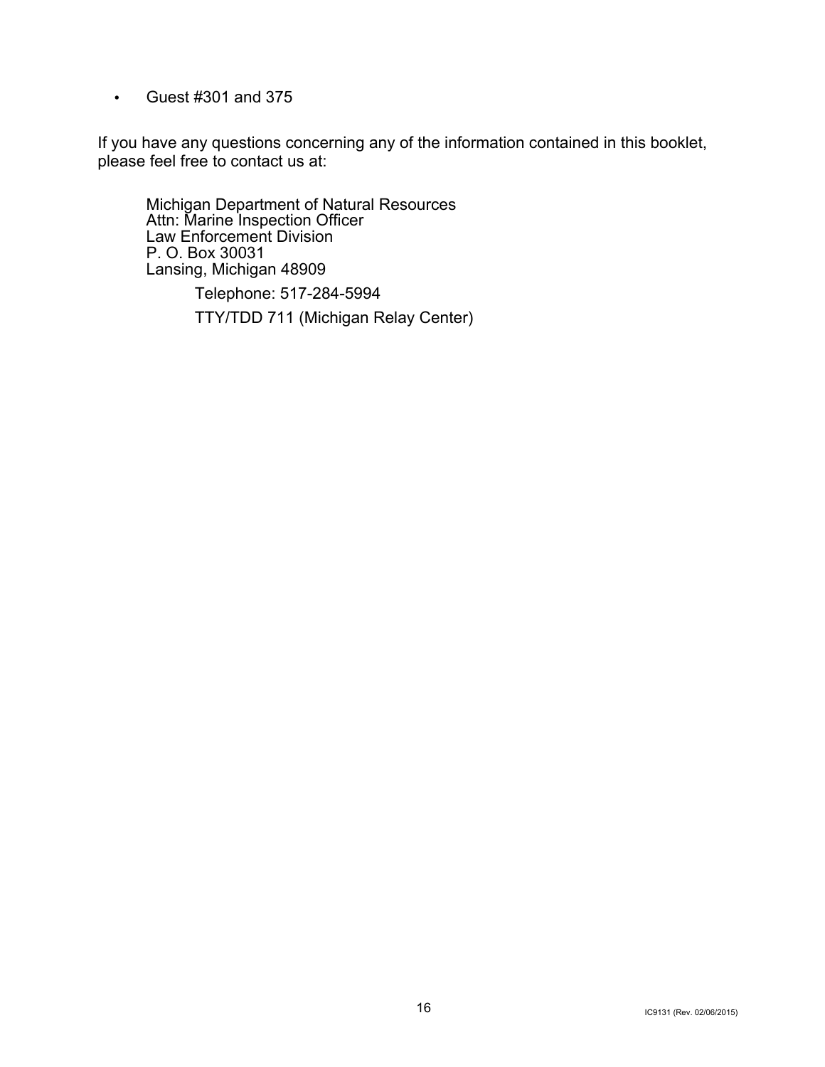- Guest #301 and 375

If you have any questions concerning any of the information contained in this booklet, please feel free to contact us at:

Michigan Department of Natural Resources
Attn: Marine Inspection Officer
Law Enforcement Division
P. O. Box 30031
Lansing, Michigan 48909

Telephone: 517-284-5994

TTY/TDD 711 (Michigan Relay Center)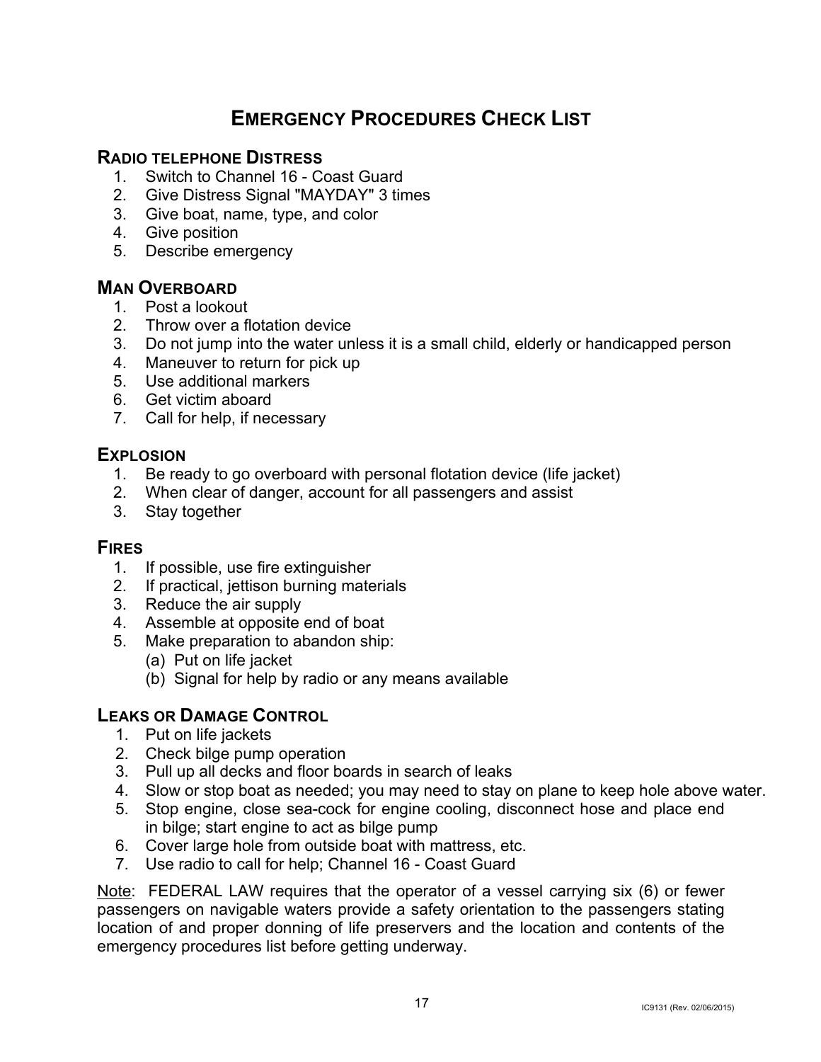# EMERGENCY PROCEDURES CHECK LIST

## RADIO TELEPHONE DISTRESS

1. Switch to Channel 16 - Coast Guard
2. Give Distress Signal "MAYDAY" 3 times
3. Give boat, name, type, and color
4. Give position
5. Describe emergency

## MAN OVERBOARD

1. Post a lookout
2. Throw over a flotation device
3. Do not jump into the water unless it is a small child, elderly or handicapped person
4. Maneuver to return for pick up
5. Use additional markers
6. Get victim aboard
7. Call for help, if necessary

## EXPLOSION

1. Be ready to go overboard with personal flotation device (life jacket)
2. When clear of danger, account for all passengers and assist
3. Stay together

## FIRES

1. If possible, use fire extinguisher
2. If practical, jettison burning materials
3. Reduce the air supply
4. Assemble at opposite end of boat
5. Make preparation to abandon ship:
   (a) Put on life jacket
   (b) Signal for help by radio or any means available

## LEAKS OR DAMAGE CONTROL

1. Put on life jackets
2. Check bilge pump operation
3. Pull up all decks and floor boards in search of leaks
4. Slow or stop boat as needed; you may need to stay on plane to keep hole above water.
5. Stop engine, close sea-cock for engine cooling, disconnect hose and place end in bilge; start engine to act as bilge pump
6. Cover large hole from outside boat with mattress, etc.
7. Use radio to call for help; Channel 16 - Coast Guard

Note: FEDERAL LAW requires that the operator of a vessel carrying six (6) or fewer passengers on navigable waters provide a safety orientation to the passengers stating location of and proper donning of life preservers and the location and contents of the emergency procedures list before getting underway.

IC9131 (Rev. 02/06/2015)